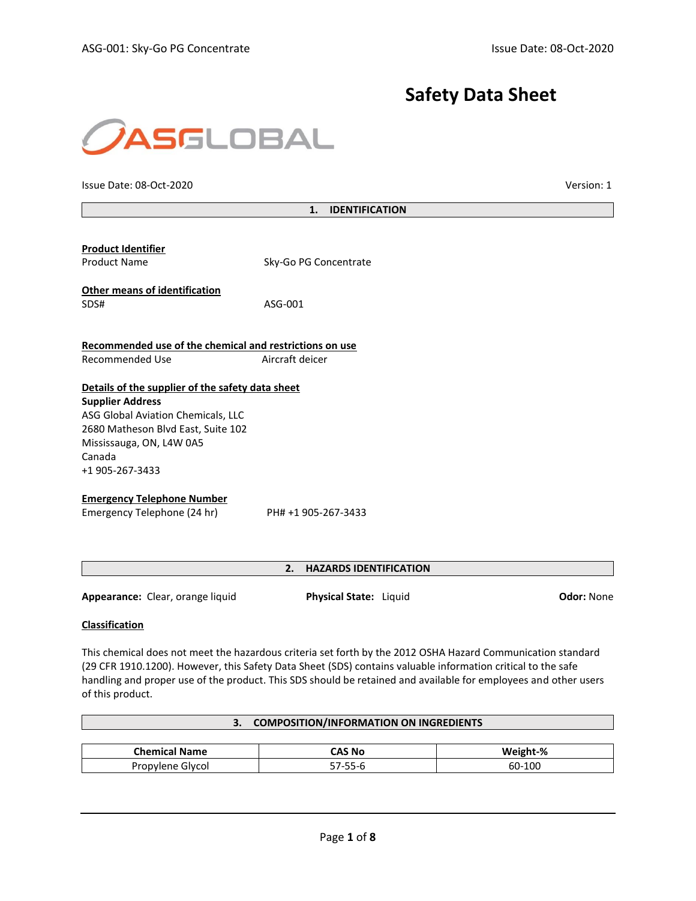# Safety Data Sheet

ASGLOBAL

Issue Date: 08-Oct-2020

Version: 1

## 1. IDENTIFICATION

**Product Identifier**

Product Name: Sky-Go PG Concentrate

**Other means of identification**

SDS#: ASG-001

**Recommended use of the chemical and restrictions on use**

Recommended Use: Aircraft deicer

**Details of the supplier of the safety data sheet**

**Supplier Address**

ASG Global Aviation Chemicals, LLC
2680 Matheson Blvd East, Suite 102
Mississauga, ON, L4W 0A5
Canada
+1 905-267-3433

**Emergency Telephone Number**

Emergency Telephone (24 hr): PH# +1 905-267-3433

## 2. HAZARDS IDENTIFICATION

**Appearance:** Clear, orange liquid

**Physical State:** Liquid

**Odor:** None

**Classification**

This chemical does not meet the hazardous criteria set forth by the 2012 OSHA Hazard Communication standard (29 CFR 1910.1200). However, this Safety Data Sheet (SDS) contains valuable information critical to the safe handling and proper use of the product. This SDS should be retained and available for employees and other users of this product.

## 3. COMPOSITION/INFORMATION ON INGREDIENTS

| Chemical Name | CAS No | Weight-% |
|---|---|---|
| Propylene Glycol | 57-55-6 | 60-100 |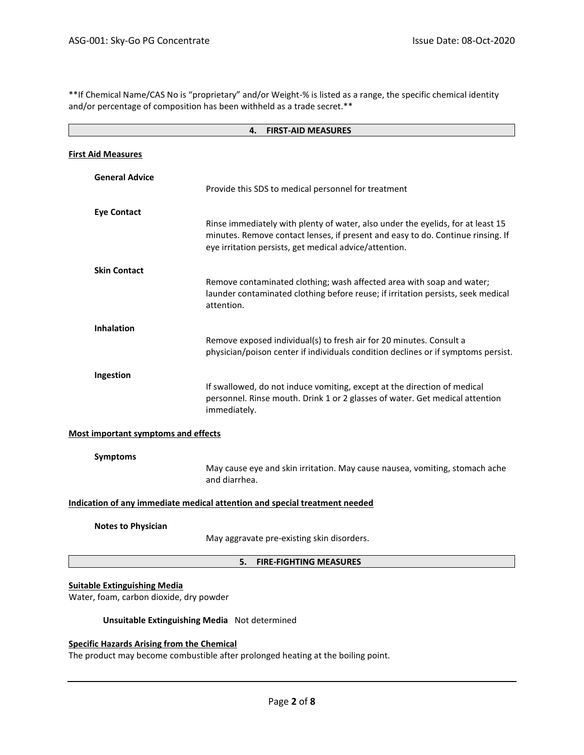**If Chemical Name/CAS No is "proprietary" and/or Weight-% is listed as a range, the specific chemical identity and/or percentage of composition has been withheld as a trade secret.**

## 4. FIRST-AID MEASURES

### First Aid Measures

**General Advice**

Provide this SDS to medical personnel for treatment

**Eye Contact**

Rinse immediately with plenty of water, also under the eyelids, for at least 15 minutes. Remove contact lenses, if present and easy to do. Continue rinsing. If eye irritation persists, get medical advice/attention.

**Skin Contact**

Remove contaminated clothing; wash affected area with soap and water; launder contaminated clothing before reuse; if irritation persists, seek medical attention.

**Inhalation**

Remove exposed individual(s) to fresh air for 20 minutes. Consult a physician/poison center if individuals condition declines or if symptoms persist.

**Ingestion**

If swallowed, do not induce vomiting, except at the direction of medical personnel. Rinse mouth. Drink 1 or 2 glasses of water. Get medical attention immediately.

### Most important symptoms and effects

**Symptoms**

May cause eye and skin irritation. May cause nausea, vomiting, stomach ache and diarrhea.

### Indication of any immediate medical attention and special treatment needed

**Notes to Physician**

May aggravate pre-existing skin disorders.

## 5. FIRE-FIGHTING MEASURES

### Suitable Extinguishing Media

Water, foam, carbon dioxide, dry powder

**Unsuitable Extinguishing Media** Not determined

### Specific Hazards Arising from the Chemical

The product may become combustible after prolonged heating at the boiling point.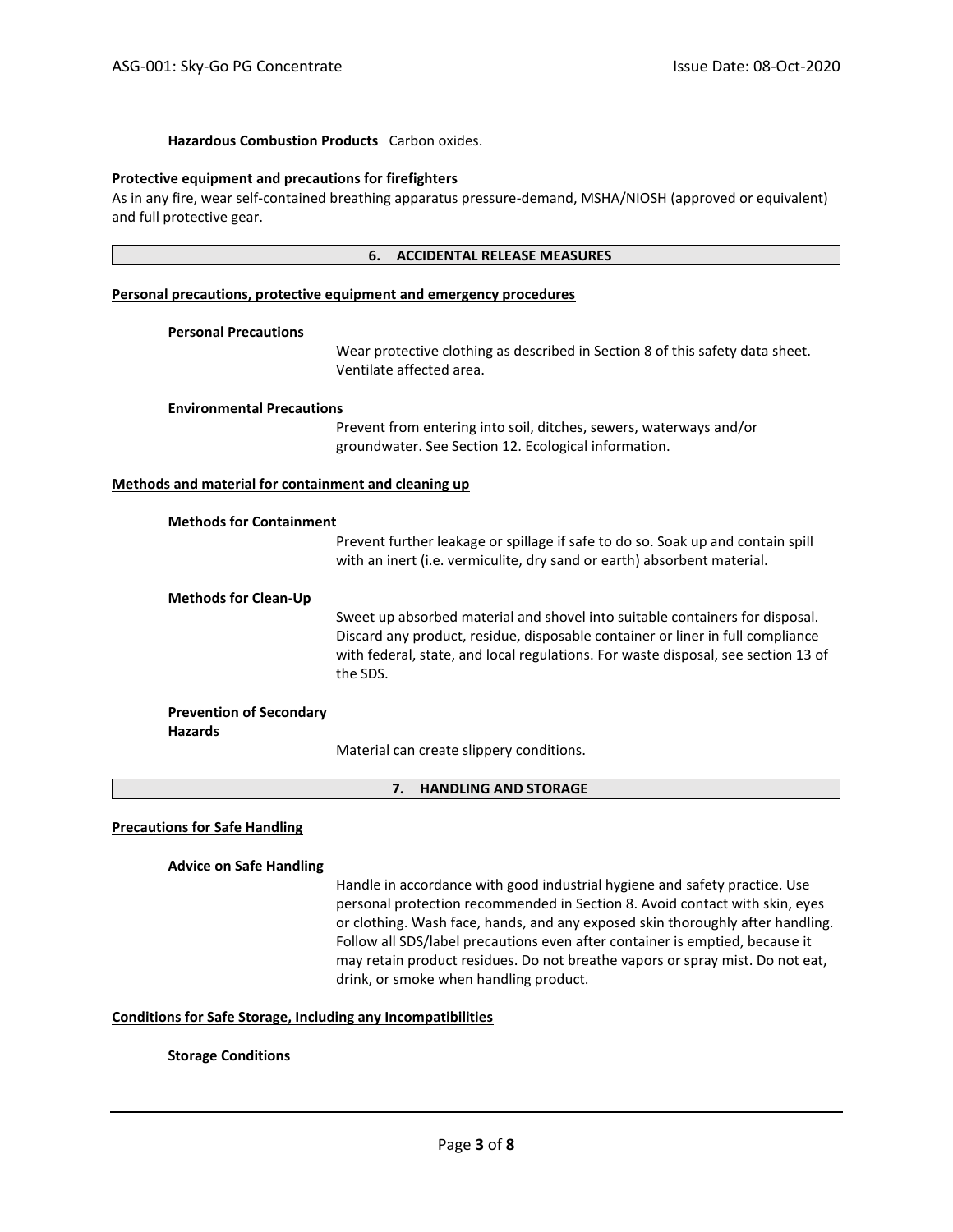**Hazardous Combustion Products** Carbon oxides.

**Protective equipment and precautions for firefighters**

As in any fire, wear self-contained breathing apparatus pressure-demand, MSHA/NIOSH (approved or equivalent) and full protective gear.

## 6. ACCIDENTAL RELEASE MEASURES

**Personal precautions, protective equipment and emergency procedures**

**Personal Precautions**

Wear protective clothing as described in Section 8 of this safety data sheet. Ventilate affected area.

**Environmental Precautions**

Prevent from entering into soil, ditches, sewers, waterways and/or groundwater. See Section 12. Ecological information.

**Methods and material for containment and cleaning up**

**Methods for Containment**

Prevent further leakage or spillage if safe to do so. Soak up and contain spill with an inert (i.e. vermiculite, dry sand or earth) absorbent material.

**Methods for Clean-Up**

Sweet up absorbed material and shovel into suitable containers for disposal. Discard any product, residue, disposable container or liner in full compliance with federal, state, and local regulations. For waste disposal, see section 13 of the SDS.

**Prevention of Secondary Hazards**

Material can create slippery conditions.

## 7. HANDLING AND STORAGE

**Precautions for Safe Handling**

**Advice on Safe Handling**

Handle in accordance with good industrial hygiene and safety practice. Use personal protection recommended in Section 8. Avoid contact with skin, eyes or clothing. Wash face, hands, and any exposed skin thoroughly after handling. Follow all SDS/label precautions even after container is emptied, because it may retain product residues. Do not breathe vapors or spray mist. Do not eat, drink, or smoke when handling product.

**Conditions for Safe Storage, Including any Incompatibilities**

**Storage Conditions**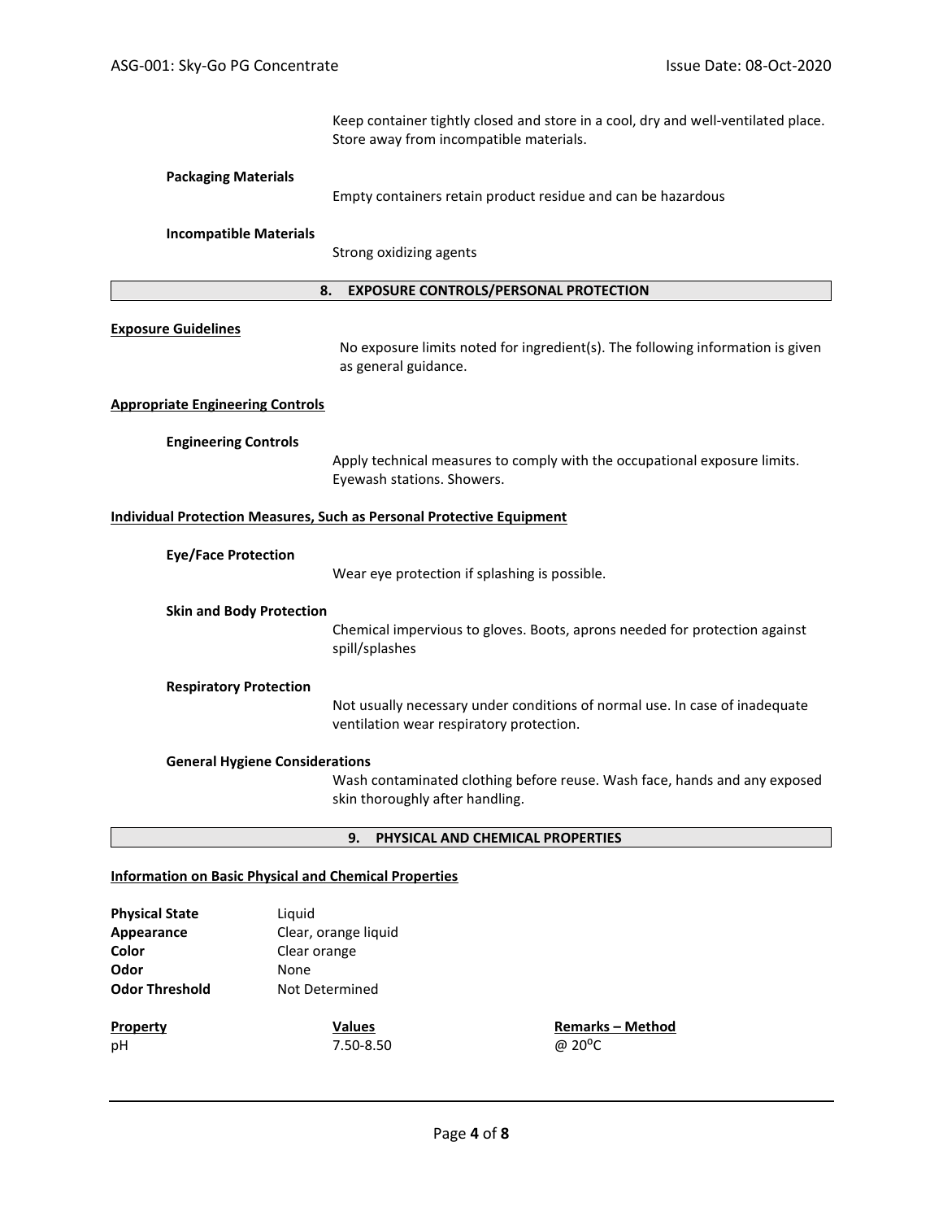Keep container tightly closed and store in a cool, dry and well-ventilated place. Store away from incompatible materials.

**Packaging Materials**

Empty containers retain product residue and can be hazardous

**Incompatible Materials**

Strong oxidizing agents

## 8. EXPOSURE CONTROLS/PERSONAL PROTECTION

**Exposure Guidelines**

No exposure limits noted for ingredient(s). The following information is given as general guidance.

**Appropriate Engineering Controls**

**Engineering Controls**

Apply technical measures to comply with the occupational exposure limits. Eyewash stations. Showers.

**Individual Protection Measures, Such as Personal Protective Equipment**

**Eye/Face Protection**

Wear eye protection if splashing is possible.

**Skin and Body Protection**

Chemical impervious to gloves. Boots, aprons needed for protection against spill/splashes

**Respiratory Protection**

Not usually necessary under conditions of normal use. In case of inadequate ventilation wear respiratory protection.

**General Hygiene Considerations**

Wash contaminated clothing before reuse. Wash face, hands and any exposed skin thoroughly after handling.

## 9. PHYSICAL AND CHEMICAL PROPERTIES

**Information on Basic Physical and Chemical Properties**

**Physical State** Liquid
**Appearance** Clear, orange liquid
**Color** Clear orange
**Odor** None
**Odor Threshold** Not Determined

| Property | Values | Remarks – Method |
| --- | --- | --- |
| pH | 7.50-8.50 | @ 20°C |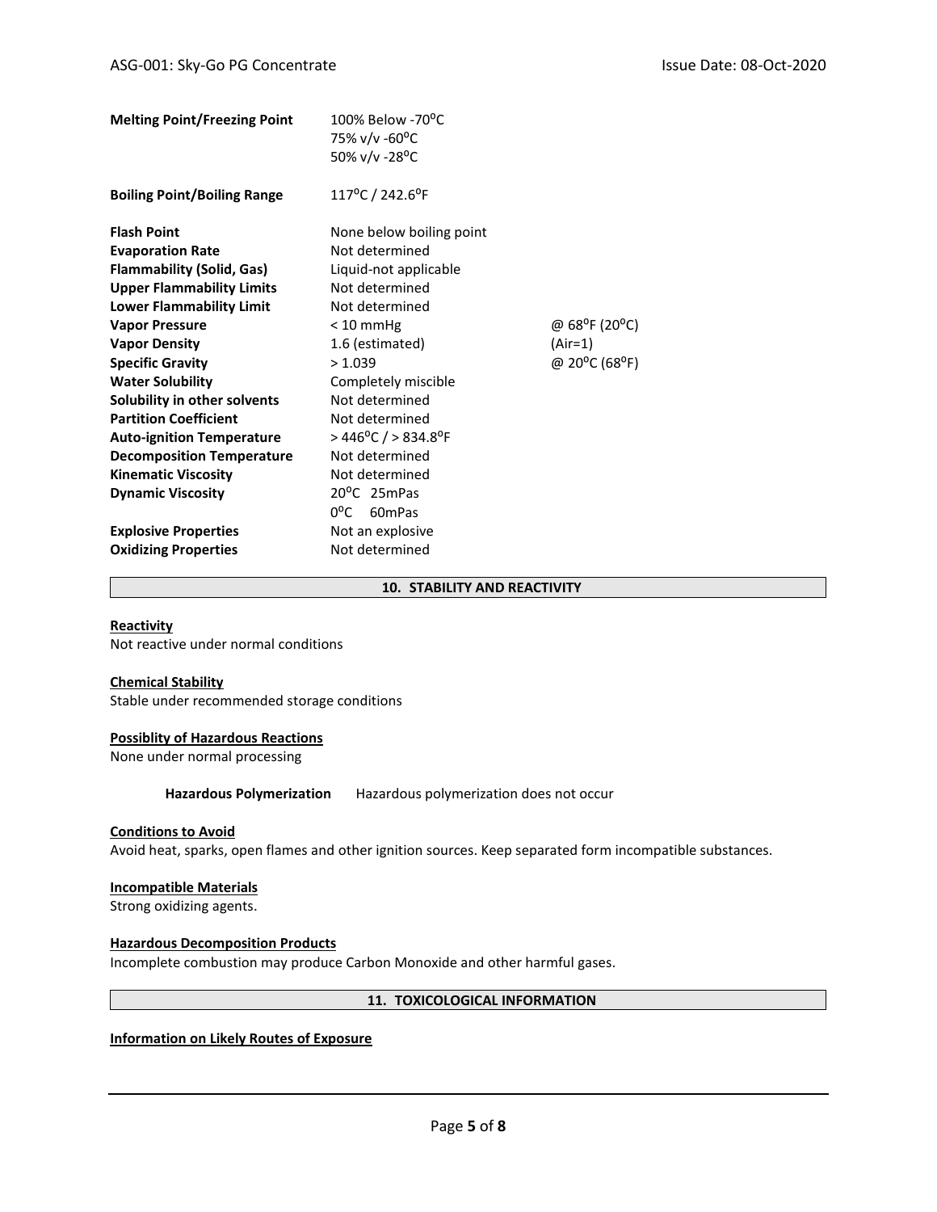| | | |
|---|---|---|
| **Melting Point/Freezing Point** | 100% Below -70°C<br>75% v/v -60°C<br>50% v/v -28°C | |
| **Boiling Point/Boiling Range** | 117°C / 242.6°F | |
| **Flash Point** | None below boiling point | |
| **Evaporation Rate** | Not determined | |
| **Flammability (Solid, Gas)** | Liquid-not applicable | |
| **Upper Flammability Limits** | Not determined | |
| **Lower Flammability Limit** | Not determined | |
| **Vapor Pressure** | < 10 mmHg | @ 68°F (20°C) |
| **Vapor Density** | 1.6 (estimated) | (Air=1) |
| **Specific Gravity** | > 1.039 | @ 20°C (68°F) |
| **Water Solubility** | Completely miscible | |
| **Solubility in other solvents** | Not determined | |
| **Partition Coefficient** | Not determined | |
| **Auto-ignition Temperature** | > 446°C / > 834.8°F | |
| **Decomposition Temperature** | Not determined | |
| **Kinematic Viscosity** | Not determined | |
| **Dynamic Viscosity** | 20°C 25mPas<br>0°C 60mPas | |
| **Explosive Properties** | Not an explosive | |
| **Oxidizing Properties** | Not determined | |

## 10. STABILITY AND REACTIVITY

**Reactivity**

Not reactive under normal conditions

**Chemical Stability**

Stable under recommended storage conditions

**Possiblity of Hazardous Reactions**

None under normal processing

**Hazardous Polymerization** Hazardous polymerization does not occur

**Conditions to Avoid**

Avoid heat, sparks, open flames and other ignition sources. Keep separated form incompatible substances.

**Incompatible Materials**

Strong oxidizing agents.

**Hazardous Decomposition Products**

Incomplete combustion may produce Carbon Monoxide and other harmful gases.

## 11. TOXICOLOGICAL INFORMATION

**Information on Likely Routes of Exposure**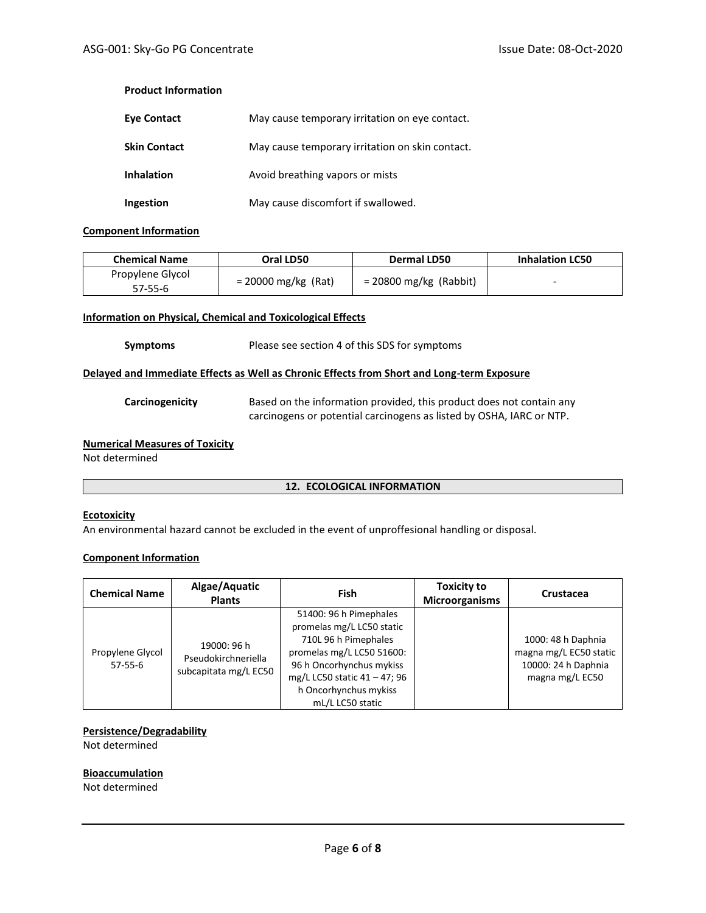**Product Information**

| | |
|---|---|
| **Eye Contact** | May cause temporary irritation on eye contact. |
| **Skin Contact** | May cause temporary irritation on skin contact. |
| **Inhalation** | Avoid breathing vapors or mists |
| **Ingestion** | May cause discomfort if swallowed. |

**Component Information**

| Chemical Name | Oral LD50 | Dermal LD50 | Inhalation LC50 |
|---|---|---|---|
| Propylene Glycol 57-55-6 | = 20000 mg/kg (Rat) | = 20800 mg/kg (Rabbit) | - |

**Information on Physical, Chemical and Toxicological Effects**

**Symptoms** Please see section 4 of this SDS for symptoms

**Delayed and Immediate Effects as Well as Chronic Effects from Short and Long-term Exposure**

**Carcinogenicity** Based on the information provided, this product does not contain any carcinogens or potential carcinogens as listed by OSHA, IARC or NTP.

**Numerical Measures of Toxicity**

Not determined

## 12. ECOLOGICAL INFORMATION

**Ecotoxicity**

An environmental hazard cannot be excluded in the event of unproffesional handling or disposal.

**Component Information**

| Chemical Name | Algae/Aquatic Plants | Fish | Toxicity to Microorganisms | Crustacea |
|---|---|---|---|---|
| Propylene Glycol 57-55-6 | 19000: 96 h Pseudokirchneriella subcapitata mg/L EC50 | 51400: 96 h Pimephales promelas mg/L LC50 static 710L 96 h Pimephales promelas mg/L LC50 51600: 96 h Oncorhynchus mykiss mg/L LC50 static 41 – 47; 96 h Oncorhynchus mykiss mL/L LC50 static | | 1000: 48 h Daphnia magna mg/L EC50 static 10000: 24 h Daphnia magna mg/L EC50 |

**Persistence/Degradability**

Not determined

**Bioaccumulation**

Not determined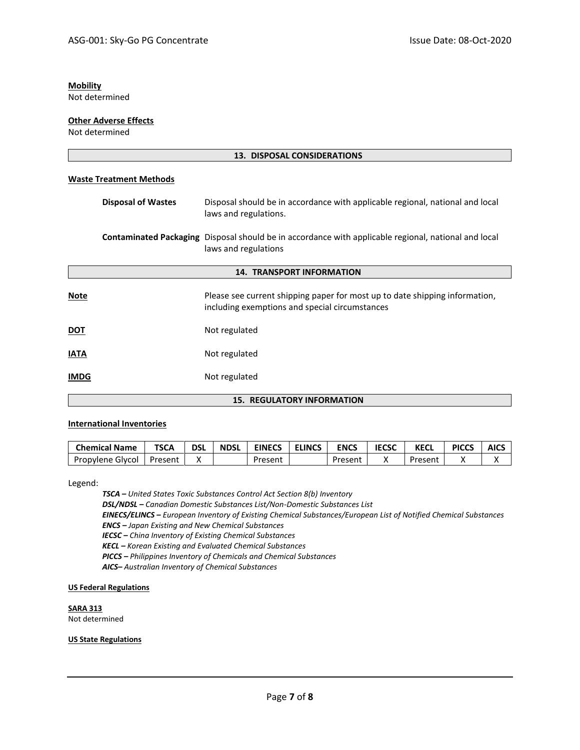**Mobility**
Not determined

**Other Adverse Effects**
Not determined

## 13. DISPOSAL CONSIDERATIONS

**Waste Treatment Methods**

**Disposal of Wastes** Disposal should be in accordance with applicable regional, national and local laws and regulations.

**Contaminated Packaging** Disposal should be in accordance with applicable regional, national and local laws and regulations

## 14. TRANSPORT INFORMATION

**Note** Please see current shipping paper for most up to date shipping information, including exemptions and special circumstances

**DOT** Not regulated

**IATA** Not regulated

**IMDG** Not regulated

## 15. REGULATORY INFORMATION

**International Inventories**

| Chemical Name | TSCA | DSL | NDSL | EINECS | ELINCS | ENCS | IECSC | KECL | PICCS | AICS |
|---|---|---|---|---|---|---|---|---|---|---|
| Propylene Glycol | Present | X | | Present | | Present | X | Present | X | X |

Legend:

*__TSCA –__ United States Toxic Substances Control Act Section 8(b) Inventory*
*__DSL/NDSL –__ Canadian Domestic Substances List/Non-Domestic Substances List*
*__EINECS/ELINCS –__ European Inventory of Existing Chemical Substances/European List of Notified Chemical Substances*
*__ENCS –__ Japan Existing and New Chemical Substances*
*__IECSC –__ China Inventory of Existing Chemical Substances*
*__KECL –__ Korean Existing and Evaluated Chemical Substances*
*__PICCS –__ Philippines Inventory of Chemicals and Chemical Substances*
*__AICS–__ Australian Inventory of Chemical Substances*

**US Federal Regulations**

**SARA 313**
Not determined

**US State Regulations**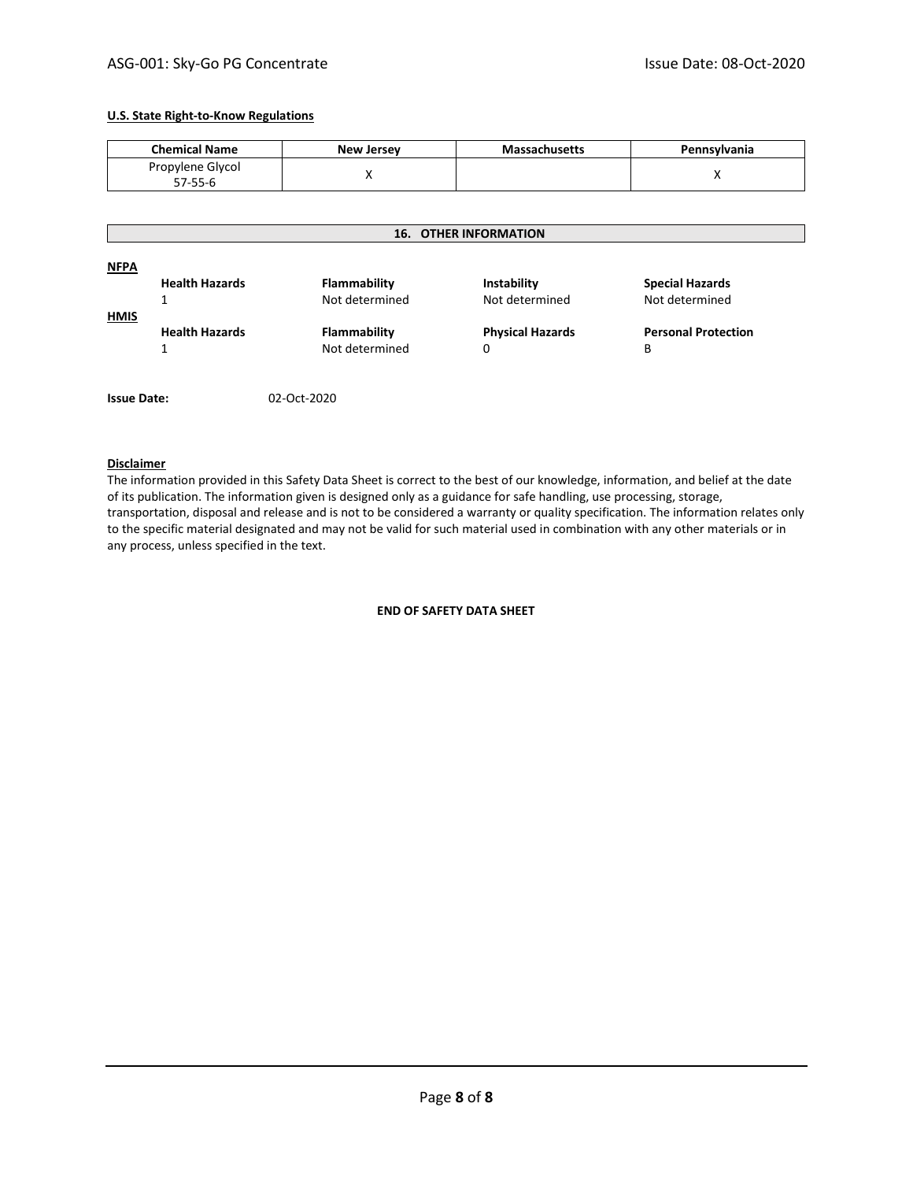**U.S. State Right-to-Know Regulations**

| Chemical Name | New Jersey | Massachusetts | Pennsylvania |
|---|---|---|---|
| Propylene Glycol 57-55-6 | X | | X |

## 16. OTHER INFORMATION

**NFPA**

| Health Hazards | Flammability | Instability | Special Hazards |
|---|---|---|---|
| 1 | Not determined | Not determined | Not determined |

**HMIS**

| Health Hazards | Flammability | Physical Hazards | Personal Protection |
|---|---|---|---|
| 1 | Not determined | 0 | B |

**Issue Date:** 02-Oct-2020

**Disclaimer**

The information provided in this Safety Data Sheet is correct to the best of our knowledge, information, and belief at the date of its publication. The information given is designed only as a guidance for safe handling, use processing, storage, transportation, disposal and release and is not to be considered a warranty or quality specification. The information relates only to the specific material designated and may not be valid for such material used in combination with any other materials or in any process, unless specified in the text.

**END OF SAFETY DATA SHEET**